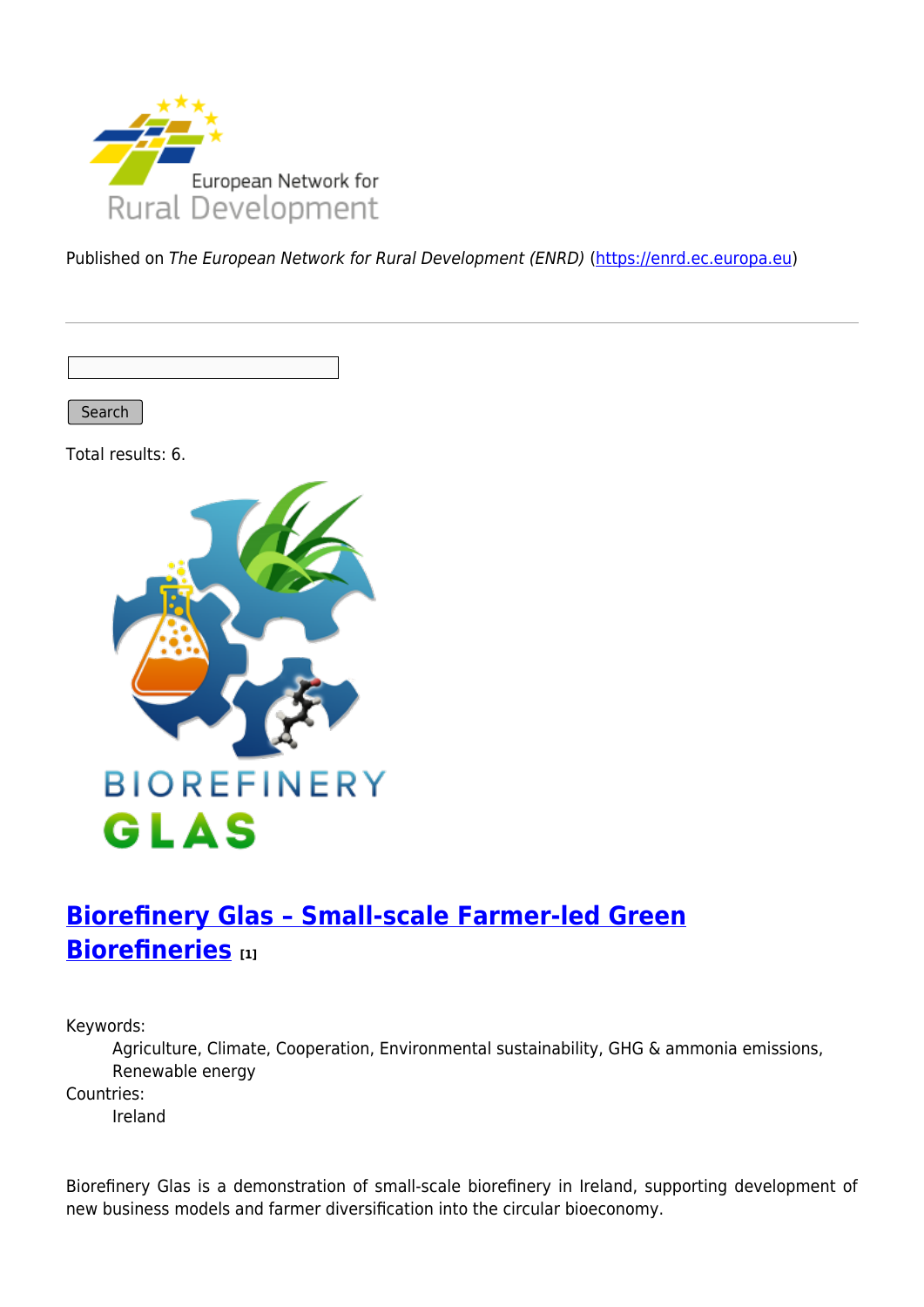Published on *The European Network for Rural Development (ENRD)* (https://enrd.ec.europa.eu)

Search

Total results: 6.

## Biorefinery Glas – Small-scale Farmer-led Green Biorefineries [1]

Keywords:
: Agriculture, Climate, Cooperation, Environmental sustainability, GHG & ammonia emissions, Renewable energy

Countries:
: Ireland

Biorefinery Glas is a demonstration of small-scale biorefinery in Ireland, supporting development of new business models and farmer diversification into the circular bioeconomy.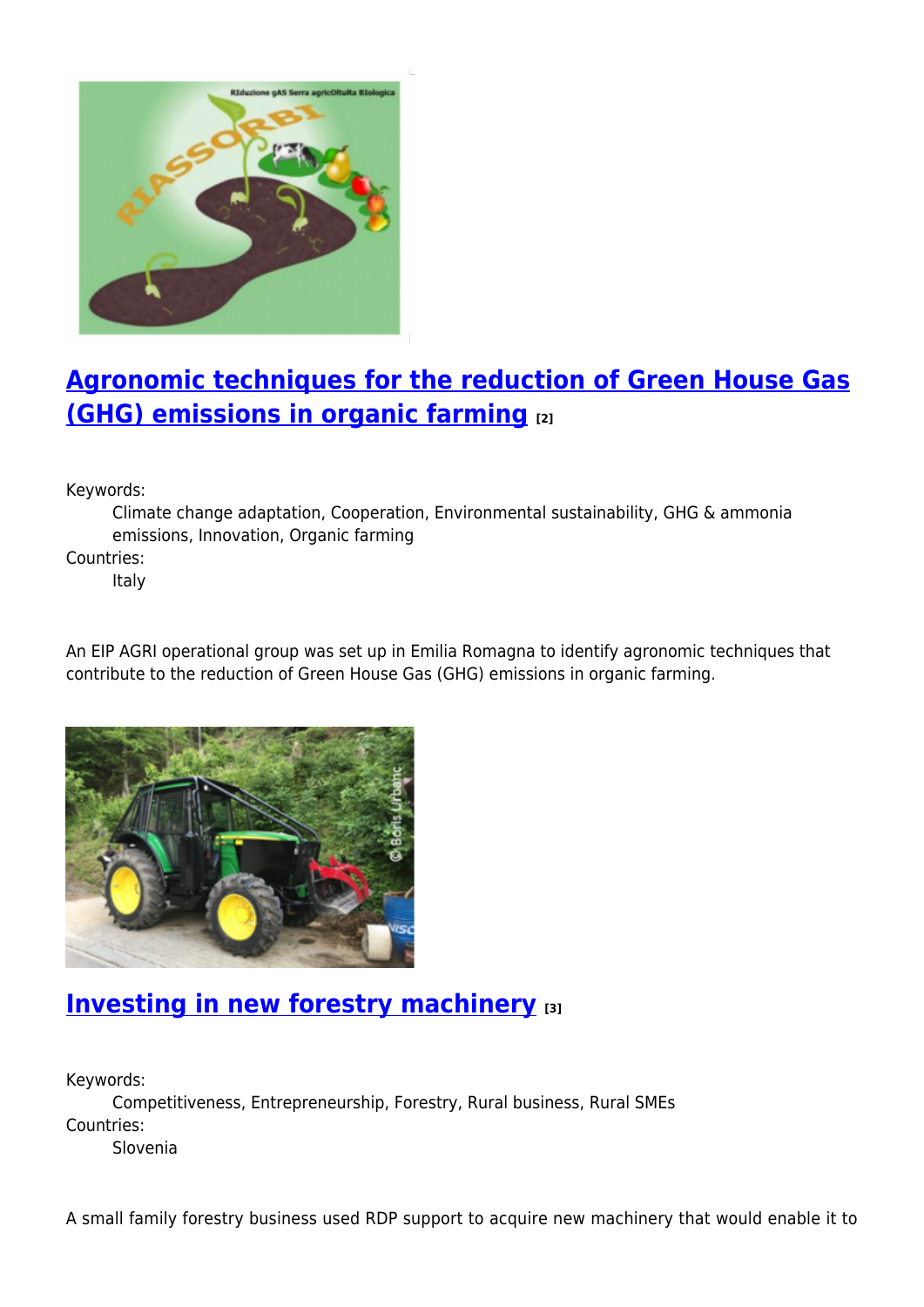## Agronomic techniques for the reduction of Green House Gas (GHG) emissions in organic farming [2]

Keywords:
: Climate change adaptation, Cooperation, Environmental sustainability, GHG & ammonia emissions, Innovation, Organic farming

Countries:
: Italy

An EIP AGRI operational group was set up in Emilia Romagna to identify agronomic techniques that contribute to the reduction of Green House Gas (GHG) emissions in organic farming.

## Investing in new forestry machinery [3]

Keywords:
: Competitiveness, Entrepreneurship, Forestry, Rural business, Rural SMEs

Countries:
: Slovenia

A small family forestry business used RDP support to acquire new machinery that would enable it to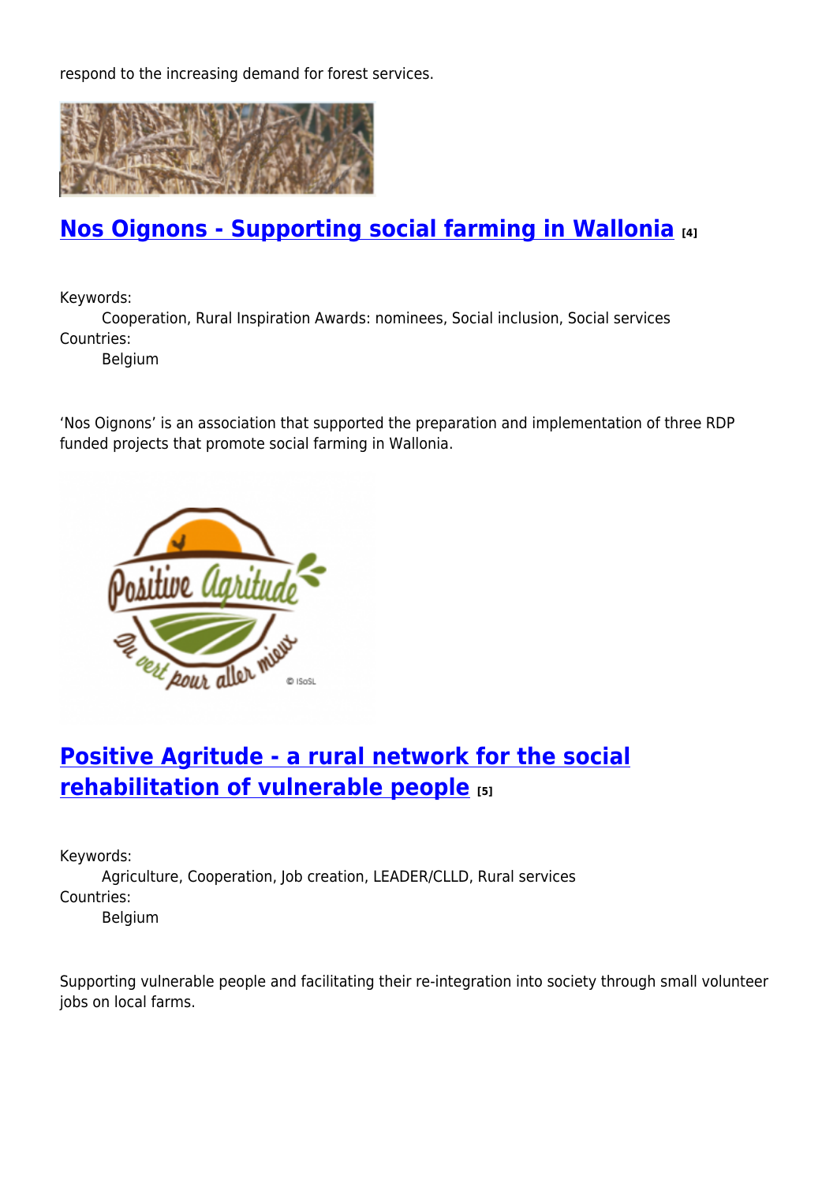respond to the increasing demand for forest services.

## Nos Oignons - Supporting social farming in Wallonia [4]

Keywords:
Cooperation, Rural Inspiration Awards: nominees, Social inclusion, Social services

Countries:
Belgium

'Nos Oignons' is an association that supported the preparation and implementation of three RDP funded projects that promote social farming in Wallonia.

## Positive Agritude - a rural network for the social rehabilitation of vulnerable people [5]

Keywords:
Agriculture, Cooperation, Job creation, LEADER/CLLD, Rural services

Countries:
Belgium

Supporting vulnerable people and facilitating their re-integration into society through small volunteer jobs on local farms.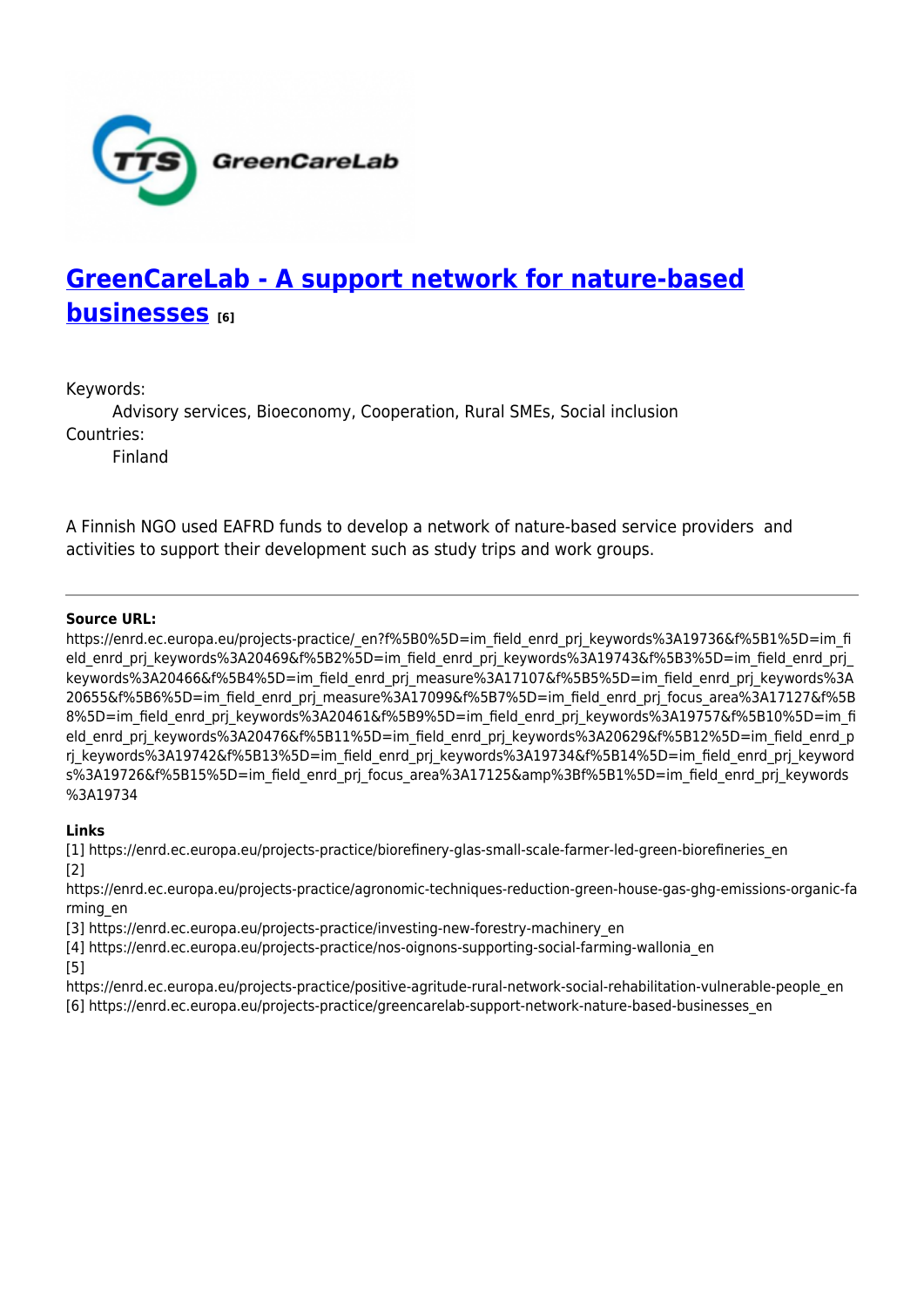## [GreenCareLab - A support network for nature-based businesses](https://enrd.ec.europa.eu/projects-practice/greencarelab-support-network-nature-based-businesses_en) [6]

Keywords:
  Advisory services, Bioeconomy, Cooperation, Rural SMEs, Social inclusion
Countries:
  Finland

A Finnish NGO used EAFRD funds to develop a network of nature-based service providers and activities to support their development such as study trips and work groups.

---

**Source URL:**
https://enrd.ec.europa.eu/projects-practice/_en?f%5B0%5D=im_field_enrd_prj_keywords%3A19736&f%5B1%5D=im_field_enrd_prj_keywords%3A20469&f%5B2%5D=im_field_enrd_prj_keywords%3A19743&f%5B3%5D=im_field_enrd_prj_keywords%3A20466&f%5B4%5D=im_field_enrd_prj_measure%3A17107&f%5B5%5D=im_field_enrd_prj_keywords%3A20655&f%5B6%5D=im_field_enrd_prj_measure%3A17099&f%5B7%5D=im_field_enrd_prj_focus_area%3A17127&f%5B8%5D=im_field_enrd_prj_keywords%3A20461&f%5B9%5D=im_field_enrd_prj_keywords%3A19757&f%5B10%5D=im_field_enrd_prj_keywords%3A20476&f%5B11%5D=im_field_enrd_prj_keywords%3A20629&f%5B12%5D=im_field_enrd_prj_keywords%3A19742&f%5B13%5D=im_field_enrd_prj_keywords%3A19734&f%5B14%5D=im_field_enrd_prj_keywords%3A19726&f%5B15%5D=im_field_enrd_prj_focus_area%3A17125&amp%3Bf%5B1%5D=im_field_enrd_prj_keywords%3A19734

**Links**
[1] https://enrd.ec.europa.eu/projects-practice/biorefinery-glas-small-scale-farmer-led-green-biorefineries_en
[2] https://enrd.ec.europa.eu/projects-practice/agronomic-techniques-reduction-green-house-gas-ghg-emissions-organic-farming_en
[3] https://enrd.ec.europa.eu/projects-practice/investing-new-forestry-machinery_en
[4] https://enrd.ec.europa.eu/projects-practice/nos-oignons-supporting-social-farming-wallonia_en
[5] https://enrd.ec.europa.eu/projects-practice/positive-agritude-rural-network-social-rehabilitation-vulnerable-people_en
[6] https://enrd.ec.europa.eu/projects-practice/greencarelab-support-network-nature-based-businesses_en